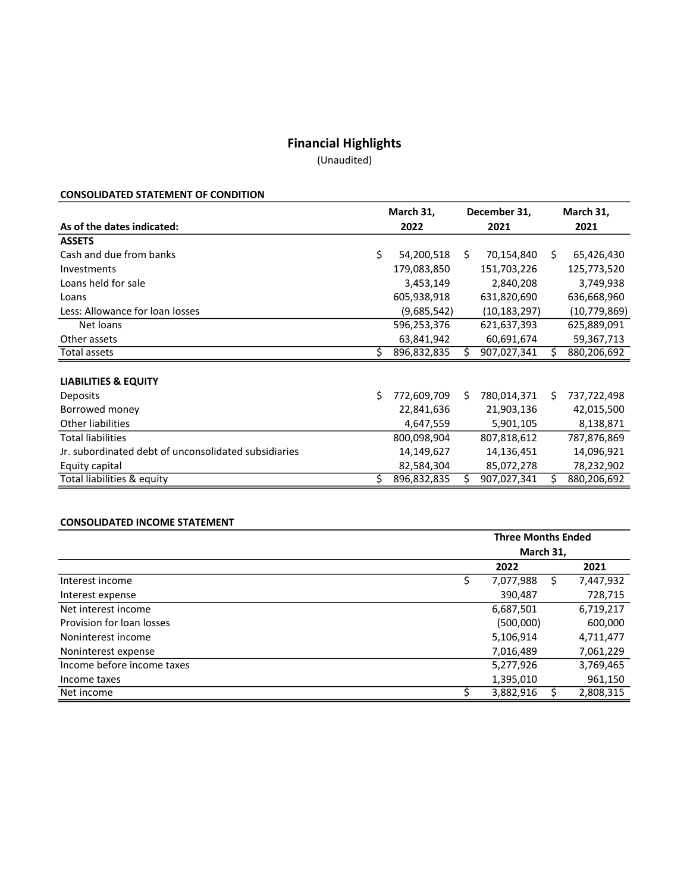# Financial Highlights

(Unaudited)

**CONSOLIDATED STATEMENT OF CONDITION**

| As of the dates indicated: | March 31, 2022 | December 31, 2021 | March 31, 2021 |
|---|---|---|---|
| **ASSETS** | | | |
| Cash and due from banks | $ 54,200,518 | $ 70,154,840 | $ 65,426,430 |
| Investments | 179,083,850 | 151,703,226 | 125,773,520 |
| Loans held for sale | 3,453,149 | 2,840,208 | 3,749,938 |
| Loans | 605,938,918 | 631,820,690 | 636,668,960 |
| Less: Allowance for loan losses | (9,685,542) | (10,183,297) | (10,779,869) |
| Net loans | 596,253,376 | 621,637,393 | 625,889,091 |
| Other assets | 63,841,942 | 60,691,674 | 59,367,713 |
| Total assets | $ 896,832,835 | $ 907,027,341 | $ 880,206,692 |
| **LIABILITIES & EQUITY** | | | |
| Deposits | $ 772,609,709 | $ 780,014,371 | $ 737,722,498 |
| Borrowed money | 22,841,636 | 21,903,136 | 42,015,500 |
| Other liabilities | 4,647,559 | 5,901,105 | 8,138,871 |
| Total liabilities | 800,098,904 | 807,818,612 | 787,876,869 |
| Jr. subordinated debt of unconsolidated subsidiaries | 14,149,627 | 14,136,451 | 14,096,921 |
| Equity capital | 82,584,304 | 85,072,278 | 78,232,902 |
| Total liabilities & equity | $ 896,832,835 | $ 907,027,341 | $ 880,206,692 |

**CONSOLIDATED INCOME STATEMENT**

| | Three Months Ended March 31, | |
|---|---|---|
| | 2022 | 2021 |
| Interest income | $ 7,077,988 | $ 7,447,932 |
| Interest expense | 390,487 | 728,715 |
| Net interest income | 6,687,501 | 6,719,217 |
| Provision for loan losses | (500,000) | 600,000 |
| Noninterest income | 5,106,914 | 4,711,477 |
| Noninterest expense | 7,016,489 | 7,061,229 |
| Income before income taxes | 5,277,926 | 3,769,465 |
| Income taxes | 1,395,010 | 961,150 |
| Net income | $ 3,882,916 | $ 2,808,315 |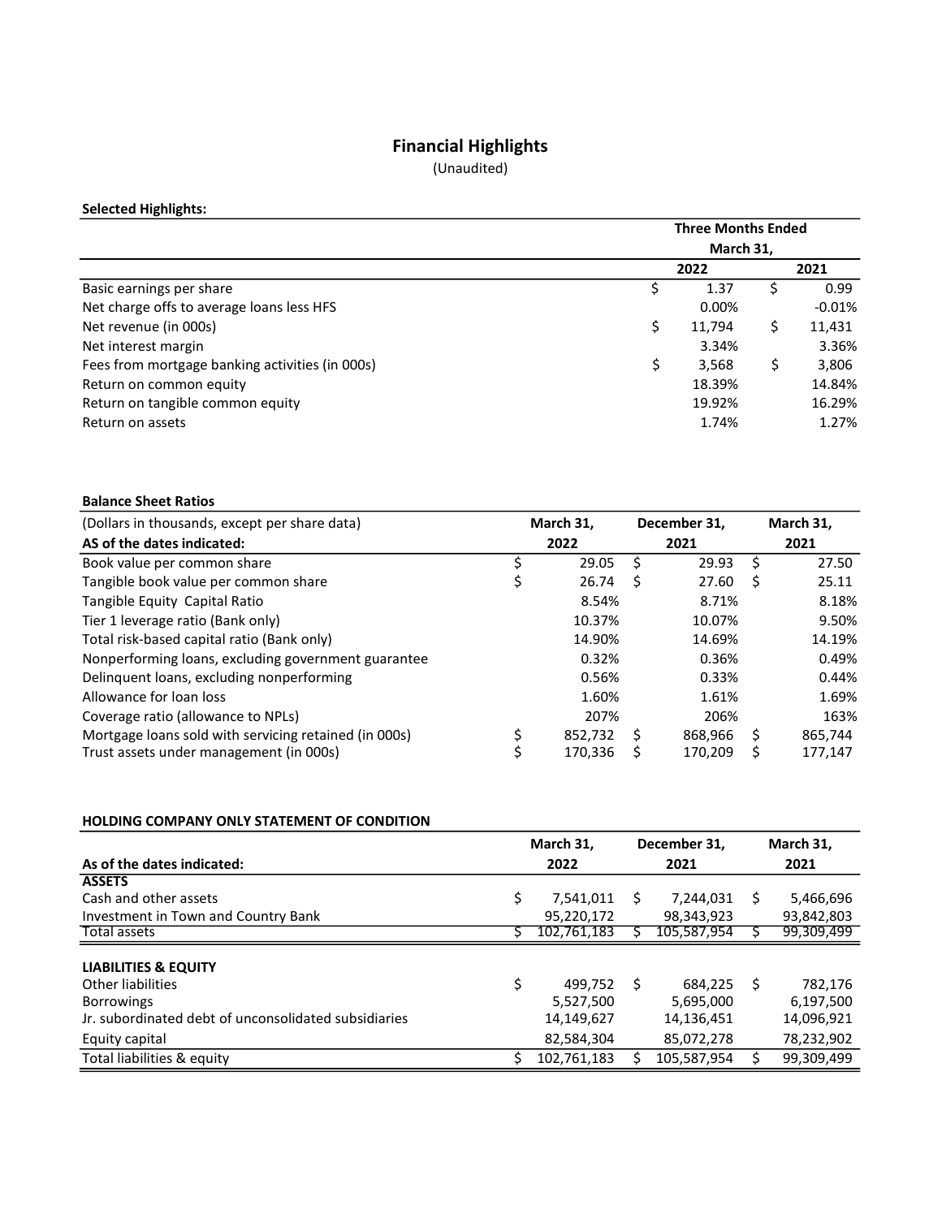# Financial Highlights

(Unaudited)

**Selected Highlights:**

| | Three Months Ended March 31, 2022 | Three Months Ended March 31, 2021 |
|---|---|---|
| Basic earnings per share | $ 1.37 | $ 0.99 |
| Net charge offs to average loans less HFS | 0.00% | -0.01% |
| Net revenue (in 000s) | $ 11,794 | $ 11,431 |
| Net interest margin | 3.34% | 3.36% |
| Fees from mortgage banking activities (in 000s) | $ 3,568 | $ 3,806 |
| Return on common equity | 18.39% | 14.84% |
| Return on tangible common equity | 19.92% | 16.29% |
| Return on assets | 1.74% | 1.27% |

**Balance Sheet Ratios**

| (Dollars in thousands, except per share data) **AS of the dates indicated:** | March 31, 2022 | December 31, 2021 | March 31, 2021 |
|---|---|---|---|
| Book value per common share | $ 29.05 | $ 29.93 | $ 27.50 |
| Tangible book value per common share | $ 26.74 | $ 27.60 | $ 25.11 |
| Tangible Equity Capital Ratio | 8.54% | 8.71% | 8.18% |
| Tier 1 leverage ratio (Bank only) | 10.37% | 10.07% | 9.50% |
| Total risk-based capital ratio (Bank only) | 14.90% | 14.69% | 14.19% |
| Nonperforming loans, excluding government guarantee | 0.32% | 0.36% | 0.49% |
| Delinquent loans, excluding nonperforming | 0.56% | 0.33% | 0.44% |
| Allowance for loan loss | 1.60% | 1.61% | 1.69% |
| Coverage ratio (allowance to NPLs) | 207% | 206% | 163% |
| Mortgage loans sold with servicing retained (in 000s) | $ 852,732 | $ 868,966 | $ 865,744 |
| Trust assets under management (in 000s) | $ 170,336 | $ 170,209 | $ 177,147 |

**HOLDING COMPANY ONLY STATEMENT OF CONDITION**

| As of the dates indicated: | March 31, 2022 | December 31, 2021 | March 31, 2021 |
|---|---|---|---|
| **ASSETS** | | | |
| Cash and other assets | $ 7,541,011 | $ 7,244,031 | $ 5,466,696 |
| Investment in Town and Country Bank | 95,220,172 | 98,343,923 | 93,842,803 |
| Total assets | $ 102,761,183 | $ 105,587,954 | $ 99,309,499 |
| **LIABILITIES & EQUITY** | | | |
| Other liabilities | $ 499,752 | $ 684,225 | $ 782,176 |
| Borrowings | 5,527,500 | 5,695,000 | 6,197,500 |
| Jr. subordinated debt of unconsolidated subsidiaries | 14,149,627 | 14,136,451 | 14,096,921 |
| Equity capital | 82,584,304 | 85,072,278 | 78,232,902 |
| Total liabilities & equity | $ 102,761,183 | $ 105,587,954 | $ 99,309,499 |